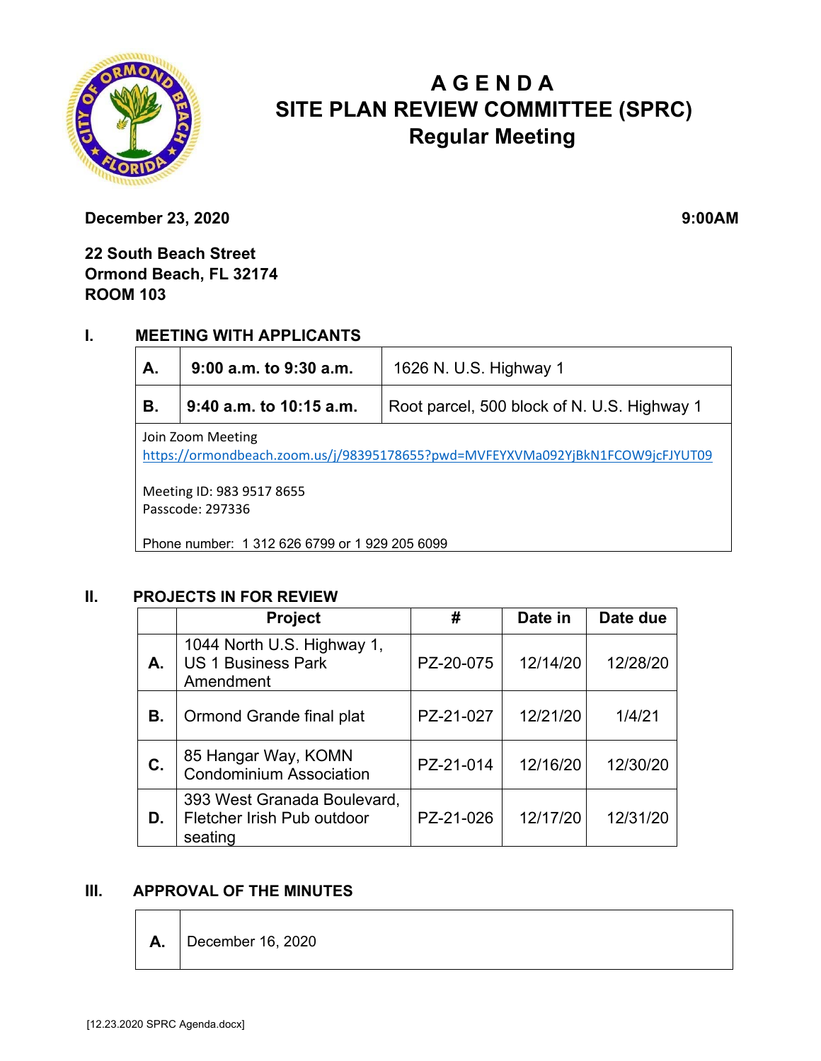# AGENDA
# SITE PLAN REVIEW COMMITTEE (SPRC)
## Regular Meeting

**December 23, 2020** **9:00AM**

**22 South Beach Street**
**Ormond Beach, FL 32174**
**ROOM 103**

## I. MEETING WITH APPLICANTS

| | | |
|---|---|---|
| **A.** | **9:00 a.m. to 9:30 a.m.** | 1626 N. U.S. Highway 1 |
| **B.** | **9:40 a.m. to 10:15 a.m.** | Root parcel, 500 block of N. U.S. Highway 1 |

Join Zoom Meeting
https://ormondbeach.zoom.us/j/98395178655?pwd=MVFEYXVMa092YjBkN1FCOW9jcFJYUT09

Meeting ID: 983 9517 8655
Passcode: 297336

Phone number: 1 312 626 6799 or 1 929 205 6099

## II. PROJECTS IN FOR REVIEW

| | Project | # | Date in | Date due |
|---|---|---|---|---|
| **A.** | 1044 North U.S. Highway 1, US 1 Business Park Amendment | PZ-20-075 | 12/14/20 | 12/28/20 |
| **B.** | Ormond Grande final plat | PZ-21-027 | 12/21/20 | 1/4/21 |
| **C.** | 85 Hangar Way, KOMN Condominium Association | PZ-21-014 | 12/16/20 | 12/30/20 |
| **D.** | 393 West Granada Boulevard, Fletcher Irish Pub outdoor seating | PZ-21-026 | 12/17/20 | 12/31/20 |

## III. APPROVAL OF THE MINUTES

| | |
|---|---|
| **A.** | December 16, 2020 |

[12.23.2020 SPRC Agenda.docx]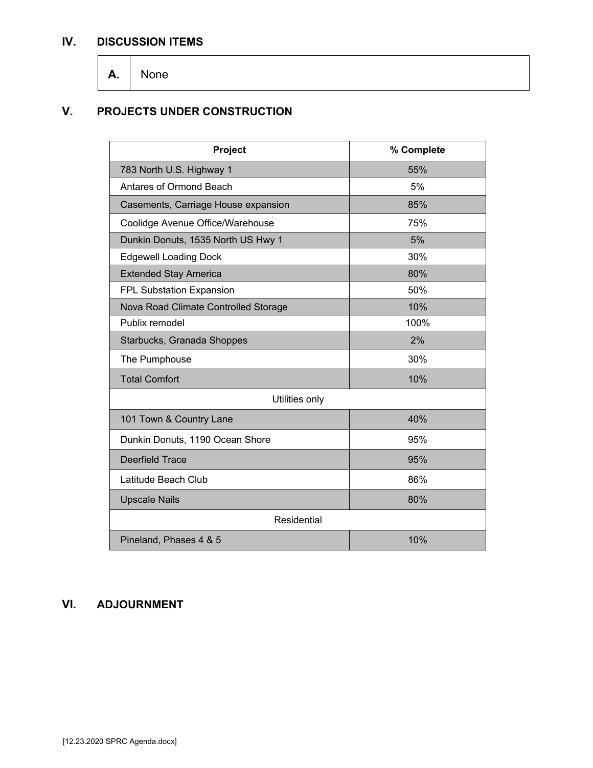## IV. DISCUSSION ITEMS

| | |
|---|---|
| **A.** | None |

## V. PROJECTS UNDER CONSTRUCTION

| Project | % Complete |
|---|---|
| 783 North U.S. Highway 1 | 55% |
| Antares of Ormond Beach | 5% |
| Casements, Carriage House expansion | 85% |
| Coolidge Avenue Office/Warehouse | 75% |
| Dunkin Donuts, 1535 North US Hwy 1 | 5% |
| Edgewell Loading Dock | 30% |
| Extended Stay America | 80% |
| FPL Substation Expansion | 50% |
| Nova Road Climate Controlled Storage | 10% |
| Publix remodel | 100% |
| Starbucks, Granada Shoppes | 2% |
| The Pumphouse | 30% |
| Total Comfort | 10% |
| Utilities only | |
| 101 Town & Country Lane | 40% |
| Dunkin Donuts, 1190 Ocean Shore | 95% |
| Deerfield Trace | 95% |
| Latitude Beach Club | 86% |
| Upscale Nails | 80% |
| Residential | |
| Pineland, Phases 4 & 5 | 10% |

## VI. ADJOURNMENT

[12.23.2020 SPRC Agenda.docx]